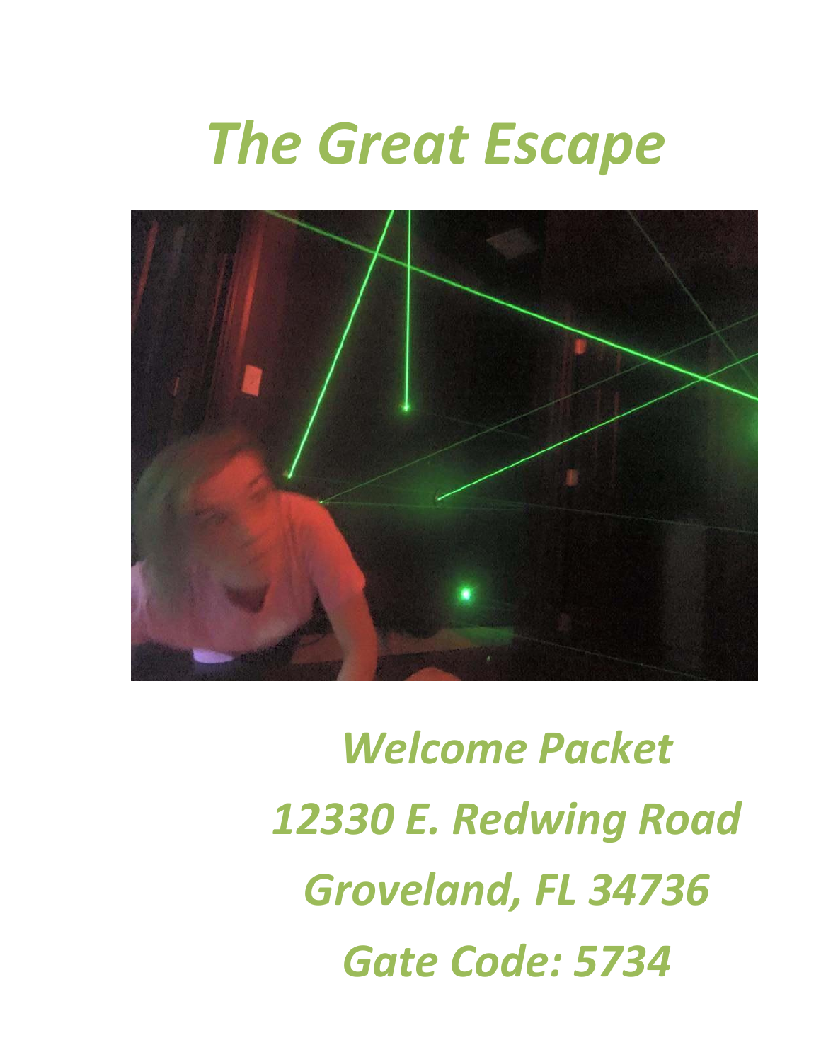# *The Great Escape*

*Welcome Packet*

*12330 E. Redwing Road*

*Groveland, FL 34736*

*Gate Code: 5734*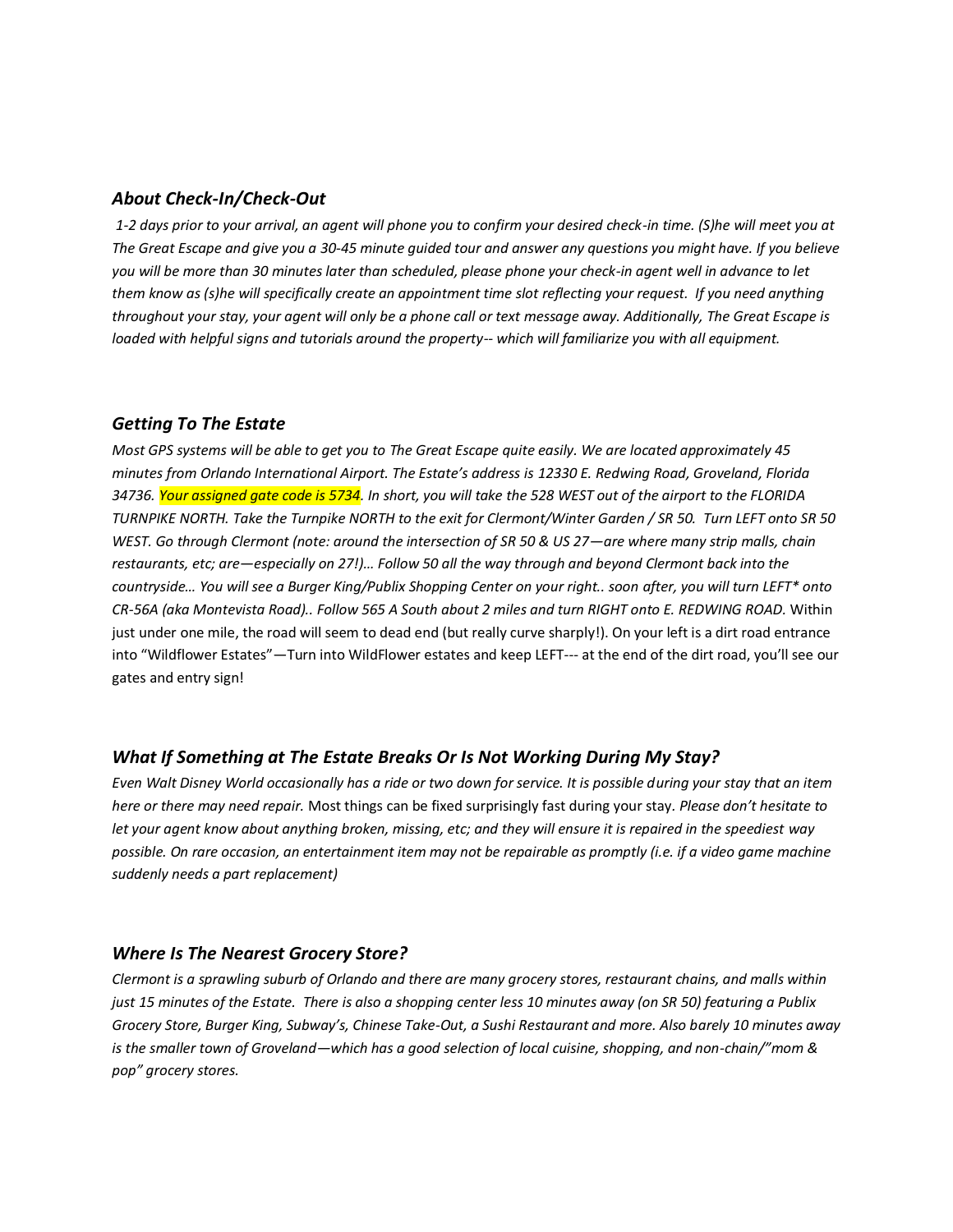### *About Check-In/Check-Out*

*1-2 days prior to your arrival, an agent will phone you to confirm your desired check-in time. (S)he will meet you at The Great Escape and give you a 30-45 minute guided tour and answer any questions you might have. If you believe you will be more than 30 minutes later than scheduled, please phone your check-in agent well in advance to let them know as (s)he will specifically create an appointment time slot reflecting your request. If you need anything throughout your stay, your agent will only be a phone call or text message away. Additionally, The Great Escape is loaded with helpful signs and tutorials around the property-- which will familiarize you with all equipment.*

### *Getting To The Estate*

*Most GPS systems will be able to get you to The Great Escape quite easily. We are located approximately 45 minutes from Orlando International Airport. The Estate's address is 12330 E. Redwing Road, Groveland, Florida 34736. Your assigned gate code is 5734. In short, you will take the 528 WEST out of the airport to the FLORIDA TURNPIKE NORTH. Take the Turnpike NORTH to the exit for Clermont/Winter Garden / SR 50. Turn LEFT onto SR 50 WEST. Go through Clermont (note: around the intersection of SR 50 & US 27—are where many strip malls, chain restaurants, etc; are—especially on 27!)… Follow 50 all the way through and beyond Clermont back into the countryside… You will see a Burger King/Publix Shopping Center on your right.. soon after, you will turn LEFT* onto CR-56A (aka Montevista Road).. Follow 565 A South about 2 miles and turn RIGHT onto E. REDWING ROAD.* Within just under one mile, the road will seem to dead end (but really curve sharply!). On your left is a dirt road entrance into "Wildflower Estates"—Turn into WildFlower estates and keep LEFT--- at the end of the dirt road, you'll see our gates and entry sign!

### *What If Something at The Estate Breaks Or Is Not Working During My Stay?*

*Even Walt Disney World occasionally has a ride or two down for service. It is possible during your stay that an item here or there may need repair.* Most things can be fixed surprisingly fast during your stay. *Please don't hesitate to let your agent know about anything broken, missing, etc; and they will ensure it is repaired in the speediest way possible. On rare occasion, an entertainment item may not be repairable as promptly (i.e. if a video game machine suddenly needs a part replacement)*

### *Where Is The Nearest Grocery Store?*

*Clermont is a sprawling suburb of Orlando and there are many grocery stores, restaurant chains, and malls within just 15 minutes of the Estate. There is also a shopping center less 10 minutes away (on SR 50) featuring a Publix Grocery Store, Burger King, Subway's, Chinese Take-Out, a Sushi Restaurant and more. Also barely 10 minutes away is the smaller town of Groveland—which has a good selection of local cuisine, shopping, and non-chain/"mom & pop" grocery stores.*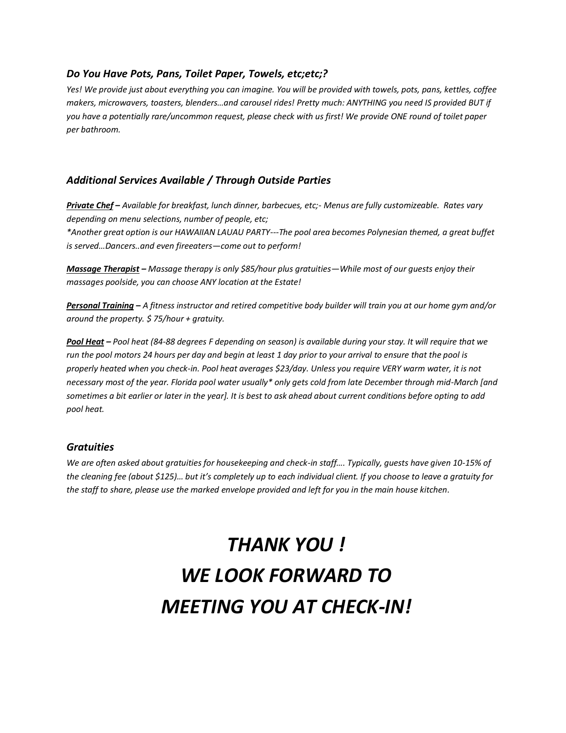### *Do You Have Pots, Pans, Toilet Paper, Towels, etc;etc;?*

*Yes! We provide just about everything you can imagine. You will be provided with towels, pots, pans, kettles, coffee makers, microwavers, toasters, blenders…and carousel rides! Pretty much: ANYTHING you need IS provided BUT if you have a potentially rare/uncommon request, please check with us first! We provide ONE round of toilet paper per bathroom.*

### *Additional Services Available / Through Outside Parties*

***Private Chef*** *– Available for breakfast, lunch dinner, barbecues, etc;- Menus are fully customizeable. Rates vary depending on menu selections, number of people, etc;*
**Another great option is our HAWAIIAN LAUAU PARTY---The pool area becomes Polynesian themed, a great buffet is served…Dancers..and even fireeaters—come out to perform!*

***Massage Therapist*** *– Massage therapy is only $85/hour plus gratuities—While most of our guests enjoy their massages poolside, you can choose ANY location at the Estate!*

***Personal Training*** *– A fitness instructor and retired competitive body builder will train you at our home gym and/or around the property. $ 75/hour + gratuity.*

***Pool Heat*** *– Pool heat (84-88 degrees F depending on season) is available during your stay. It will require that we run the pool motors 24 hours per day and begin at least 1 day prior to your arrival to ensure that the pool is properly heated when you check-in. Pool heat averages $23/day. Unless you require VERY warm water, it is not necessary most of the year. Florida pool water usually* only gets cold from late December through mid-March [and sometimes a bit earlier or later in the year]. It is best to ask ahead about current conditions before opting to add pool heat.*

### *Gratuities*

*We are often asked about gratuities for housekeeping and check-in staff…. Typically, guests have given 10-15% of the cleaning fee (about $125)… but it's completely up to each individual client. If you choose to leave a gratuity for the staff to share, please use the marked envelope provided and left for you in the main house kitchen.*

# *THANK YOU !*
# *WE LOOK FORWARD TO*
# *MEETING YOU AT CHECK-IN!*